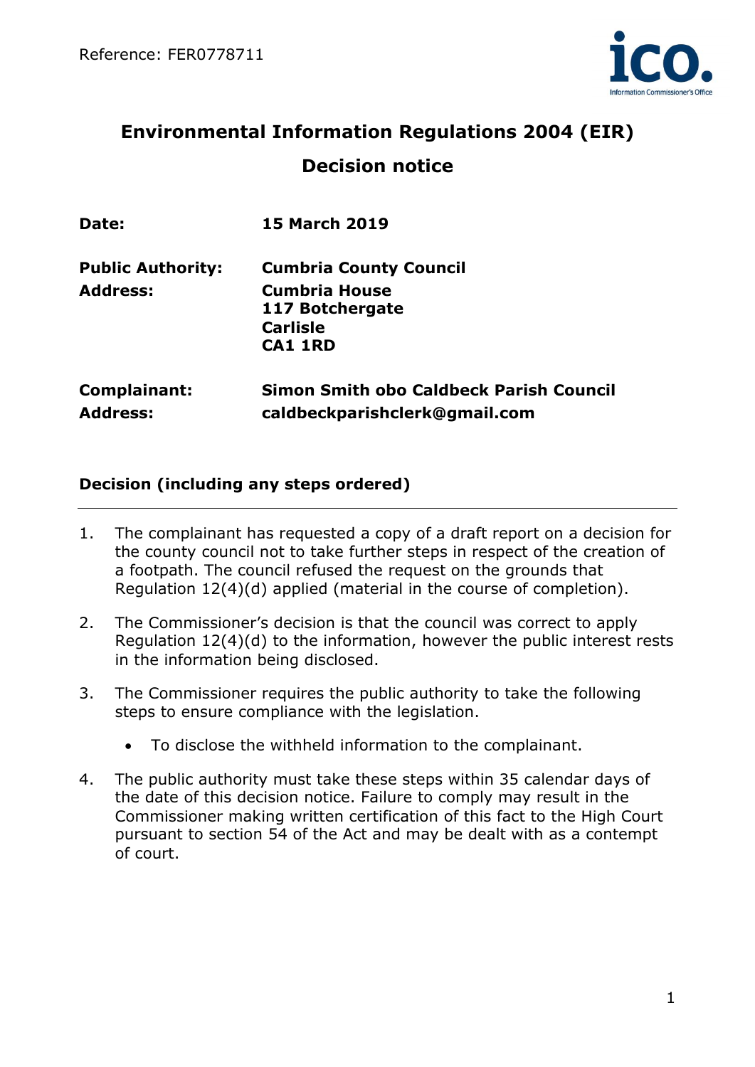Reference: FER0778711

# Environmental Information Regulations 2004 (EIR)

## Decision notice

| | |
|---|---|
| **Date:** | **15 March 2019** |
| **Public Authority:** | **Cumbria County Council** |
| **Address:** | **Cumbria House**<br>**117 Botchergate**<br>**Carlisle**<br>**CA1 1RD** |
| **Complainant:** | **Simon Smith obo Caldbeck Parish Council** |
| **Address:** | **caldbeckparishclerk@gmail.com** |

### Decision (including any steps ordered)

1. The complainant has requested a copy of a draft report on a decision for the county council not to take further steps in respect of the creation of a footpath. The council refused the request on the grounds that Regulation 12(4)(d) applied (material in the course of completion).

2. The Commissioner's decision is that the council was correct to apply Regulation 12(4)(d) to the information, however the public interest rests in the information being disclosed.

3. The Commissioner requires the public authority to take the following steps to ensure compliance with the legislation.

   - To disclose the withheld information to the complainant.

4. The public authority must take these steps within 35 calendar days of the date of this decision notice. Failure to comply may result in the Commissioner making written certification of this fact to the High Court pursuant to section 54 of the Act and may be dealt with as a contempt of court.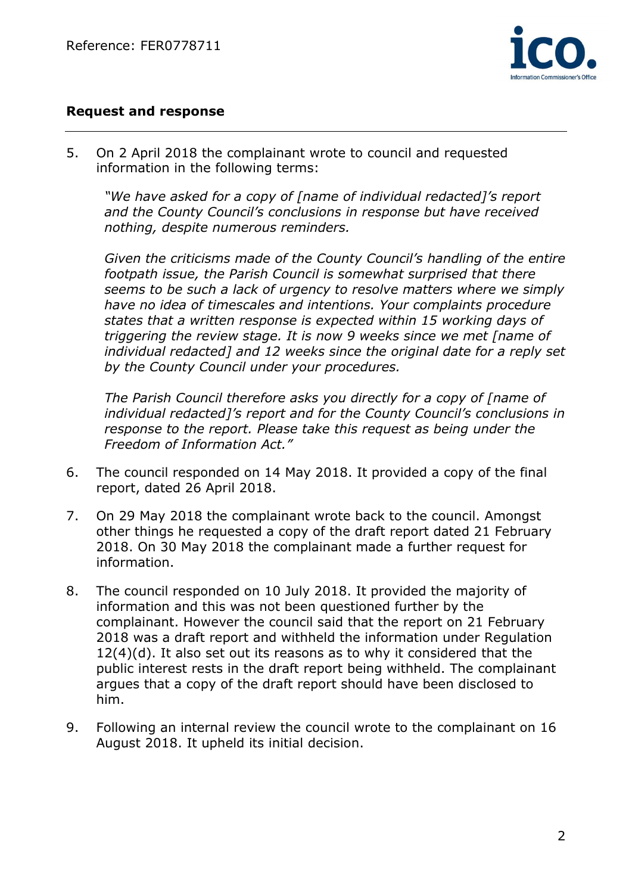## Request and response

5. On 2 April 2018 the complainant wrote to council and requested information in the following terms:

   *"We have asked for a copy of [name of individual redacted]'s report and the County Council's conclusions in response but have received nothing, despite numerous reminders.*

   *Given the criticisms made of the County Council's handling of the entire footpath issue, the Parish Council is somewhat surprised that there seems to be such a lack of urgency to resolve matters where we simply have no idea of timescales and intentions. Your complaints procedure states that a written response is expected within 15 working days of triggering the review stage. It is now 9 weeks since we met [name of individual redacted] and 12 weeks since the original date for a reply set by the County Council under your procedures.*

   *The Parish Council therefore asks you directly for a copy of [name of individual redacted]'s report and for the County Council's conclusions in response to the report. Please take this request as being under the Freedom of Information Act."*

6. The council responded on 14 May 2018. It provided a copy of the final report, dated 26 April 2018.

7. On 29 May 2018 the complainant wrote back to the council. Amongst other things he requested a copy of the draft report dated 21 February 2018. On 30 May 2018 the complainant made a further request for information.

8. The council responded on 10 July 2018. It provided the majority of information and this was not been questioned further by the complainant. However the council said that the report on 21 February 2018 was a draft report and withheld the information under Regulation 12(4)(d). It also set out its reasons as to why it considered that the public interest rests in the draft report being withheld. The complainant argues that a copy of the draft report should have been disclosed to him.

9. Following an internal review the council wrote to the complainant on 16 August 2018. It upheld its initial decision.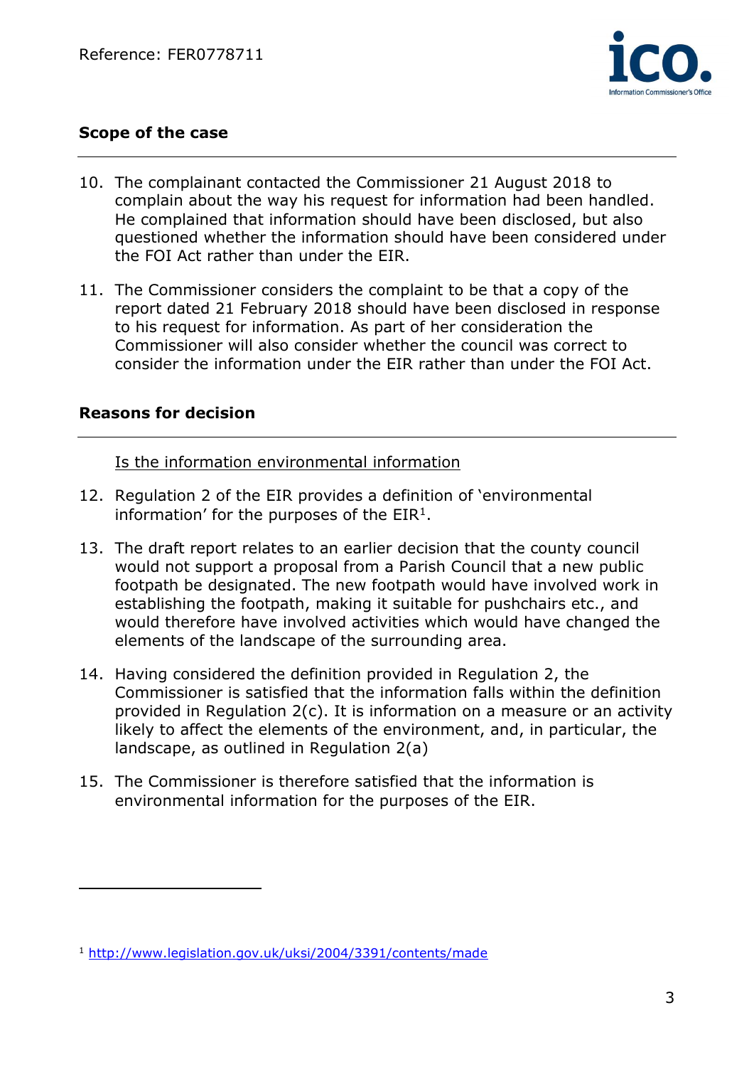## Scope of the case

10. The complainant contacted the Commissioner 21 August 2018 to complain about the way his request for information had been handled. He complained that information should have been disclosed, but also questioned whether the information should have been considered under the FOI Act rather than under the EIR.

11. The Commissioner considers the complaint to be that a copy of the report dated 21 February 2018 should have been disclosed in response to his request for information. As part of her consideration the Commissioner will also consider whether the council was correct to consider the information under the EIR rather than under the FOI Act.

## Reasons for decision

Is the information environmental information

12. Regulation 2 of the EIR provides a definition of 'environmental information' for the purposes of the EIR[1].

13. The draft report relates to an earlier decision that the county council would not support a proposal from a Parish Council that a new public footpath be designated. The new footpath would have involved work in establishing the footpath, making it suitable for pushchairs etc., and would therefore have involved activities which would have changed the elements of the landscape of the surrounding area.

14. Having considered the definition provided in Regulation 2, the Commissioner is satisfied that the information falls within the definition provided in Regulation 2(c). It is information on a measure or an activity likely to affect the elements of the environment, and, in particular, the landscape, as outlined in Regulation 2(a)

15. The Commissioner is therefore satisfied that the information is environmental information for the purposes of the EIR.

[1] http://www.legislation.gov.uk/uksi/2004/3391/contents/made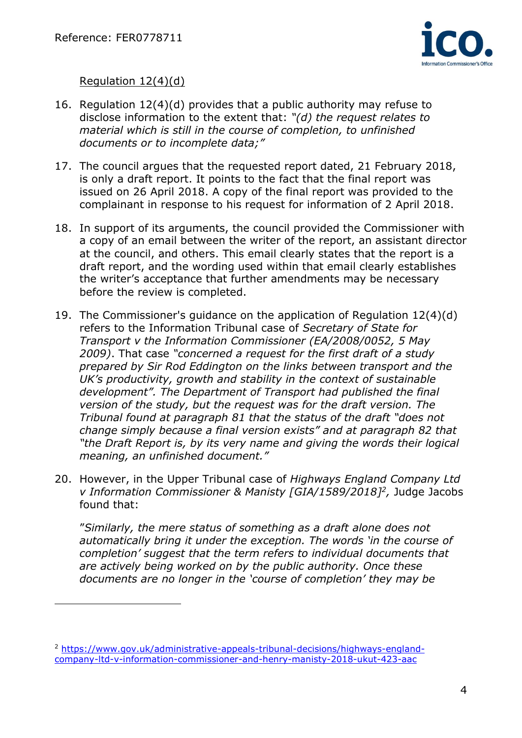Regulation 12(4)(d)

16. Regulation 12(4)(d) provides that a public authority may refuse to disclose information to the extent that: *"(d) the request relates to material which is still in the course of completion, to unfinished documents or to incomplete data;"*

17. The council argues that the requested report dated, 21 February 2018, is only a draft report. It points to the fact that the final report was issued on 26 April 2018. A copy of the final report was provided to the complainant in response to his request for information of 2 April 2018.

18. In support of its arguments, the council provided the Commissioner with a copy of an email between the writer of the report, an assistant director at the council, and others. This email clearly states that the report is a draft report, and the wording used within that email clearly establishes the writer's acceptance that further amendments may be necessary before the review is completed.

19. The Commissioner's guidance on the application of Regulation 12(4)(d) refers to the Information Tribunal case of *Secretary of State for Transport v the Information Commissioner (EA/2008/0052, 5 May 2009)*. That case *"concerned a request for the first draft of a study prepared by Sir Rod Eddington on the links between transport and the UK's productivity, growth and stability in the context of sustainable development". The Department of Transport had published the final version of the study, but the request was for the draft version. The Tribunal found at paragraph 81 that the status of the draft "does not change simply because a final version exists" and at paragraph 82 that "the Draft Report is, by its very name and giving the words their logical meaning, an unfinished document."*

20. However, in the Upper Tribunal case of *Highways England Company Ltd v Information Commissioner & Manisty [GIA/1589/2018]*[2]*,* Judge Jacobs found that:

"*Similarly, the mere status of something as a draft alone does not automatically bring it under the exception. The words 'in the course of completion' suggest that the term refers to individual documents that are actively being worked on by the public authority. Once these documents are no longer in the 'course of completion' they may be*

---

[2] https://www.gov.uk/administrative-appeals-tribunal-decisions/highways-england-company-ltd-v-information-commissioner-and-henry-manisty-2018-ukut-423-aac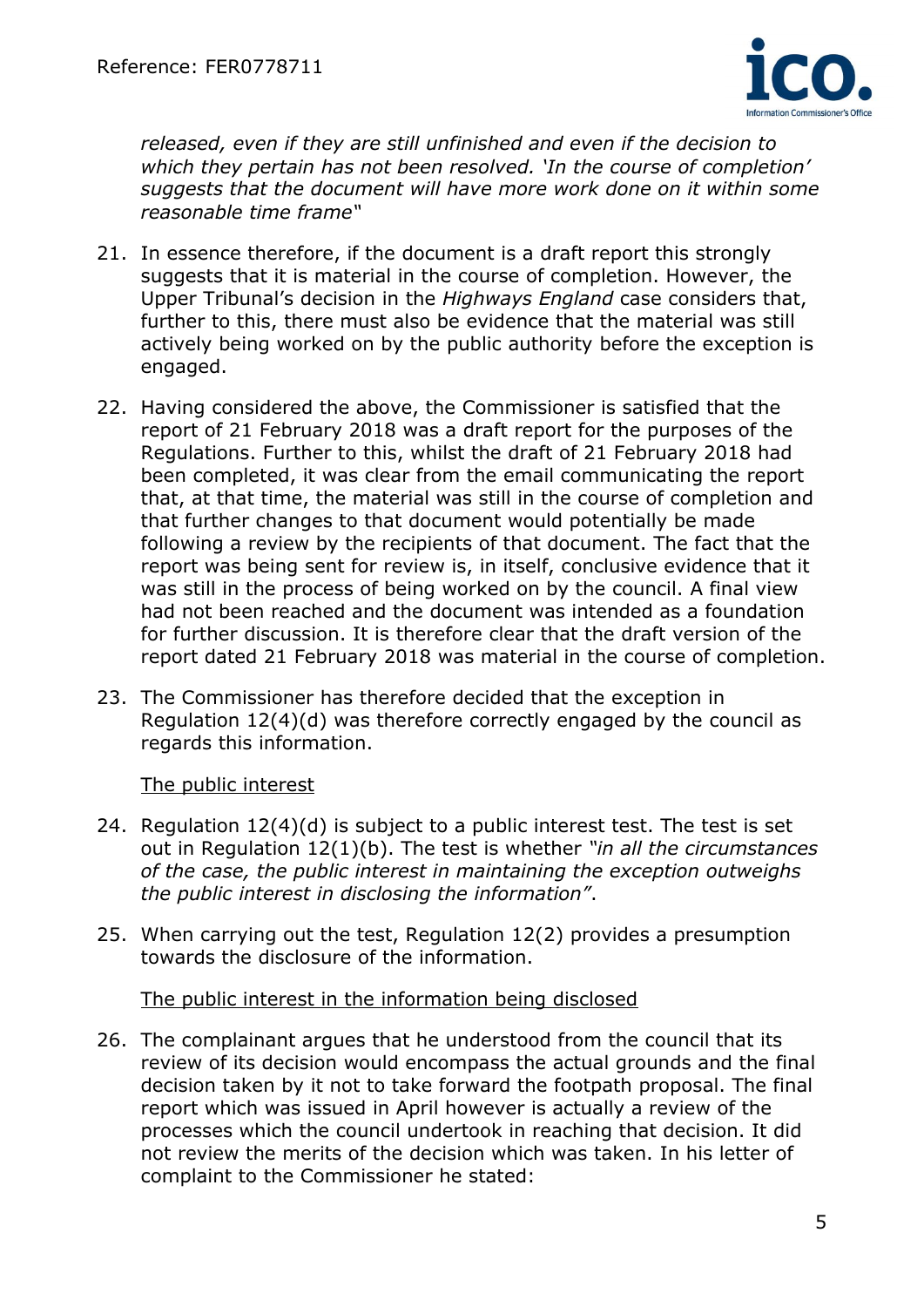*released, even if they are still unfinished and even if the decision to which they pertain has not been resolved. 'In the course of completion' suggests that the document will have more work done on it within some reasonable time frame"*

21. In essence therefore, if the document is a draft report this strongly suggests that it is material in the course of completion. However, the Upper Tribunal's decision in the *Highways England* case considers that, further to this, there must also be evidence that the material was still actively being worked on by the public authority before the exception is engaged.

22. Having considered the above, the Commissioner is satisfied that the report of 21 February 2018 was a draft report for the purposes of the Regulations. Further to this, whilst the draft of 21 February 2018 had been completed, it was clear from the email communicating the report that, at that time, the material was still in the course of completion and that further changes to that document would potentially be made following a review by the recipients of that document. The fact that the report was being sent for review is, in itself, conclusive evidence that it was still in the process of being worked on by the council. A final view had not been reached and the document was intended as a foundation for further discussion. It is therefore clear that the draft version of the report dated 21 February 2018 was material in the course of completion.

23. The Commissioner has therefore decided that the exception in Regulation 12(4)(d) was therefore correctly engaged by the council as regards this information.

<u>The public interest</u>

24. Regulation 12(4)(d) is subject to a public interest test. The test is set out in Regulation 12(1)(b). The test is whether *"in all the circumstances of the case, the public interest in maintaining the exception outweighs the public interest in disclosing the information"*.

25. When carrying out the test, Regulation 12(2) provides a presumption towards the disclosure of the information.

<u>The public interest in the information being disclosed</u>

26. The complainant argues that he understood from the council that its review of its decision would encompass the actual grounds and the final decision taken by it not to take forward the footpath proposal. The final report which was issued in April however is actually a review of the processes which the council undertook in reaching that decision. It did not review the merits of the decision which was taken. In his letter of complaint to the Commissioner he stated: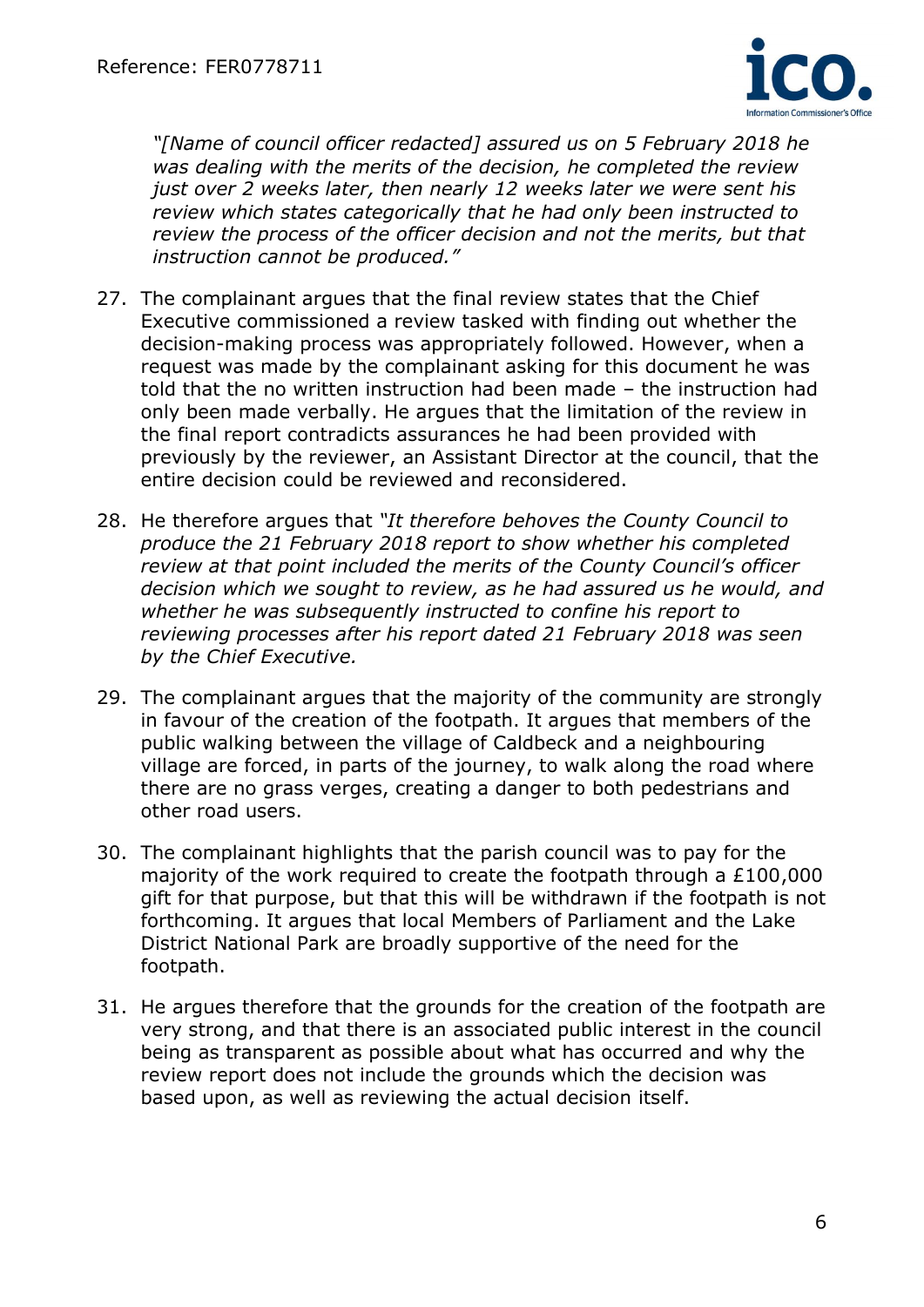*"[Name of council officer redacted] assured us on 5 February 2018 he was dealing with the merits of the decision, he completed the review just over 2 weeks later, then nearly 12 weeks later we were sent his review which states categorically that he had only been instructed to review the process of the officer decision and not the merits, but that instruction cannot be produced."*

27. The complainant argues that the final review states that the Chief Executive commissioned a review tasked with finding out whether the decision-making process was appropriately followed. However, when a request was made by the complainant asking for this document he was told that the no written instruction had been made – the instruction had only been made verbally. He argues that the limitation of the review in the final report contradicts assurances he had been provided with previously by the reviewer, an Assistant Director at the council, that the entire decision could be reviewed and reconsidered.

28. He therefore argues that *"It therefore behoves the County Council to produce the 21 February 2018 report to show whether his completed review at that point included the merits of the County Council's officer decision which we sought to review, as he had assured us he would, and whether he was subsequently instructed to confine his report to reviewing processes after his report dated 21 February 2018 was seen by the Chief Executive.*

29. The complainant argues that the majority of the community are strongly in favour of the creation of the footpath. It argues that members of the public walking between the village of Caldbeck and a neighbouring village are forced, in parts of the journey, to walk along the road where there are no grass verges, creating a danger to both pedestrians and other road users.

30. The complainant highlights that the parish council was to pay for the majority of the work required to create the footpath through a £100,000 gift for that purpose, but that this will be withdrawn if the footpath is not forthcoming. It argues that local Members of Parliament and the Lake District National Park are broadly supportive of the need for the footpath.

31. He argues therefore that the grounds for the creation of the footpath are very strong, and that there is an associated public interest in the council being as transparent as possible about what has occurred and why the review report does not include the grounds which the decision was based upon, as well as reviewing the actual decision itself.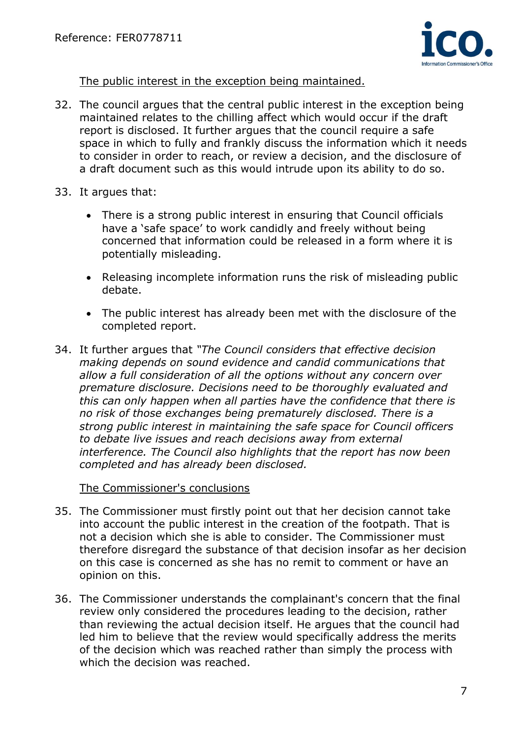The public interest in the exception being maintained.

32. The council argues that the central public interest in the exception being maintained relates to the chilling affect which would occur if the draft report is disclosed. It further argues that the council require a safe space in which to fully and frankly discuss the information which it needs to consider in order to reach, or review a decision, and the disclosure of a draft document such as this would intrude upon its ability to do so.

33. It argues that:

    - There is a strong public interest in ensuring that Council officials have a 'safe space' to work candidly and freely without being concerned that information could be released in a form where it is potentially misleading.

    - Releasing incomplete information runs the risk of misleading public debate.

    - The public interest has already been met with the disclosure of the completed report.

34. It further argues that *"The Council considers that effective decision making depends on sound evidence and candid communications that allow a full consideration of all the options without any concern over premature disclosure. Decisions need to be thoroughly evaluated and this can only happen when all parties have the confidence that there is no risk of those exchanges being prematurely disclosed. There is a strong public interest in maintaining the safe space for Council officers to debate live issues and reach decisions away from external interference. The Council also highlights that the report has now been completed and has already been disclosed.*

The Commissioner's conclusions

35. The Commissioner must firstly point out that her decision cannot take into account the public interest in the creation of the footpath. That is not a decision which she is able to consider. The Commissioner must therefore disregard the substance of that decision insofar as her decision on this case is concerned as she has no remit to comment or have an opinion on this.

36. The Commissioner understands the complainant's concern that the final review only considered the procedures leading to the decision, rather than reviewing the actual decision itself. He argues that the council had led him to believe that the review would specifically address the merits of the decision which was reached rather than simply the process with which the decision was reached.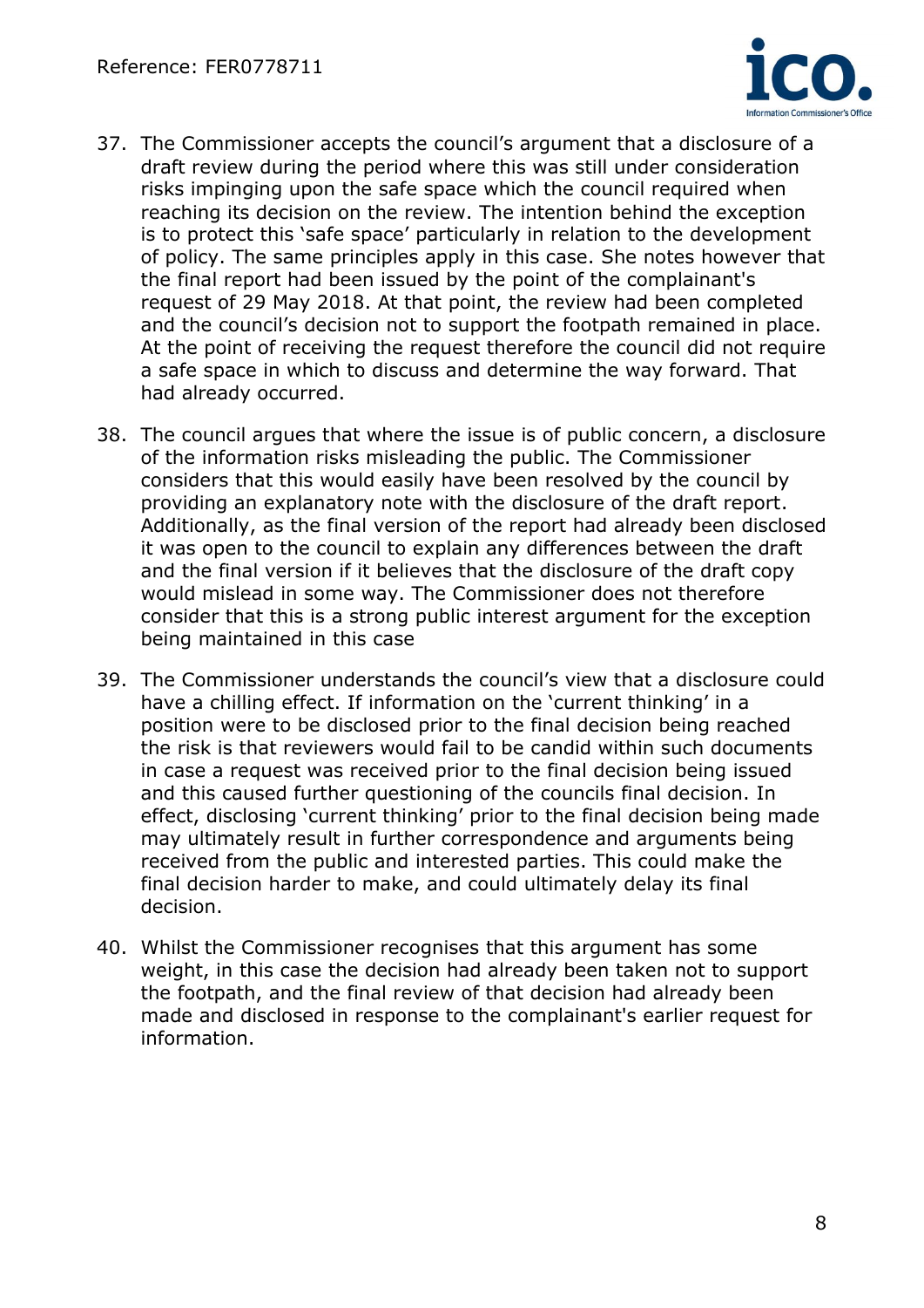37. The Commissioner accepts the council's argument that a disclosure of a draft review during the period where this was still under consideration risks impinging upon the safe space which the council required when reaching its decision on the review. The intention behind the exception is to protect this 'safe space' particularly in relation to the development of policy. The same principles apply in this case. She notes however that the final report had been issued by the point of the complainant's request of 29 May 2018. At that point, the review had been completed and the council's decision not to support the footpath remained in place. At the point of receiving the request therefore the council did not require a safe space in which to discuss and determine the way forward. That had already occurred.

38. The council argues that where the issue is of public concern, a disclosure of the information risks misleading the public. The Commissioner considers that this would easily have been resolved by the council by providing an explanatory note with the disclosure of the draft report. Additionally, as the final version of the report had already been disclosed it was open to the council to explain any differences between the draft and the final version if it believes that the disclosure of the draft copy would mislead in some way. The Commissioner does not therefore consider that this is a strong public interest argument for the exception being maintained in this case

39. The Commissioner understands the council's view that a disclosure could have a chilling effect. If information on the 'current thinking' in a position were to be disclosed prior to the final decision being reached the risk is that reviewers would fail to be candid within such documents in case a request was received prior to the final decision being issued and this caused further questioning of the councils final decision. In effect, disclosing 'current thinking' prior to the final decision being made may ultimately result in further correspondence and arguments being received from the public and interested parties. This could make the final decision harder to make, and could ultimately delay its final decision.

40. Whilst the Commissioner recognises that this argument has some weight, in this case the decision had already been taken not to support the footpath, and the final review of that decision had already been made and disclosed in response to the complainant's earlier request for information.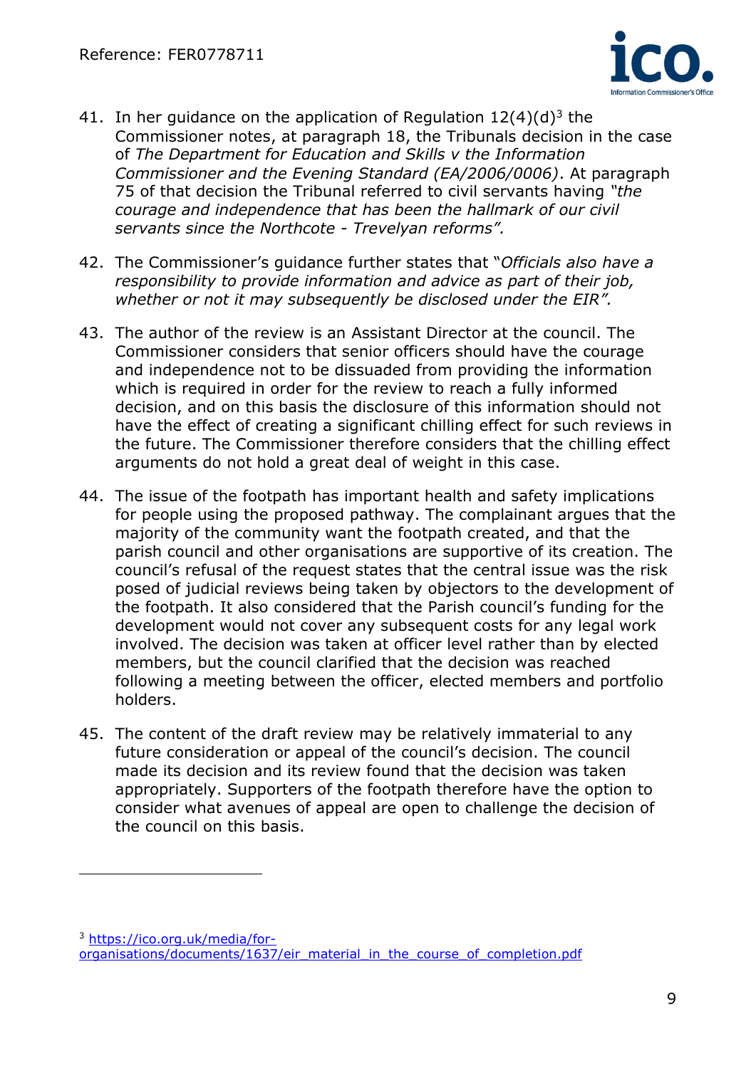41. In her guidance on the application of Regulation 12(4)(d)[3] the Commissioner notes, at paragraph 18, the Tribunals decision in the case of *The Department for Education and Skills v the Information Commissioner and the Evening Standard (EA/2006/0006)*. At paragraph 75 of that decision the Tribunal referred to civil servants having *"the courage and independence that has been the hallmark of our civil servants since the Northcote - Trevelyan reforms".*

42. The Commissioner's guidance further states that "*Officials also have a responsibility to provide information and advice as part of their job, whether or not it may subsequently be disclosed under the EIR".*

43. The author of the review is an Assistant Director at the council. The Commissioner considers that senior officers should have the courage and independence not to be dissuaded from providing the information which is required in order for the review to reach a fully informed decision, and on this basis the disclosure of this information should not have the effect of creating a significant chilling effect for such reviews in the future. The Commissioner therefore considers that the chilling effect arguments do not hold a great deal of weight in this case.

44. The issue of the footpath has important health and safety implications for people using the proposed pathway. The complainant argues that the majority of the community want the footpath created, and that the parish council and other organisations are supportive of its creation. The council's refusal of the request states that the central issue was the risk posed of judicial reviews being taken by objectors to the development of the footpath. It also considered that the Parish council's funding for the development would not cover any subsequent costs for any legal work involved. The decision was taken at officer level rather than by elected members, but the council clarified that the decision was reached following a meeting between the officer, elected members and portfolio holders.

45. The content of the draft review may be relatively immaterial to any future consideration or appeal of the council's decision. The council made its decision and its review found that the decision was taken appropriately. Supporters of the footpath therefore have the option to consider what avenues of appeal are open to challenge the decision of the council on this basis.

---

[3] https://ico.org.uk/media/for-organisations/documents/1637/eir_material_in_the_course_of_completion.pdf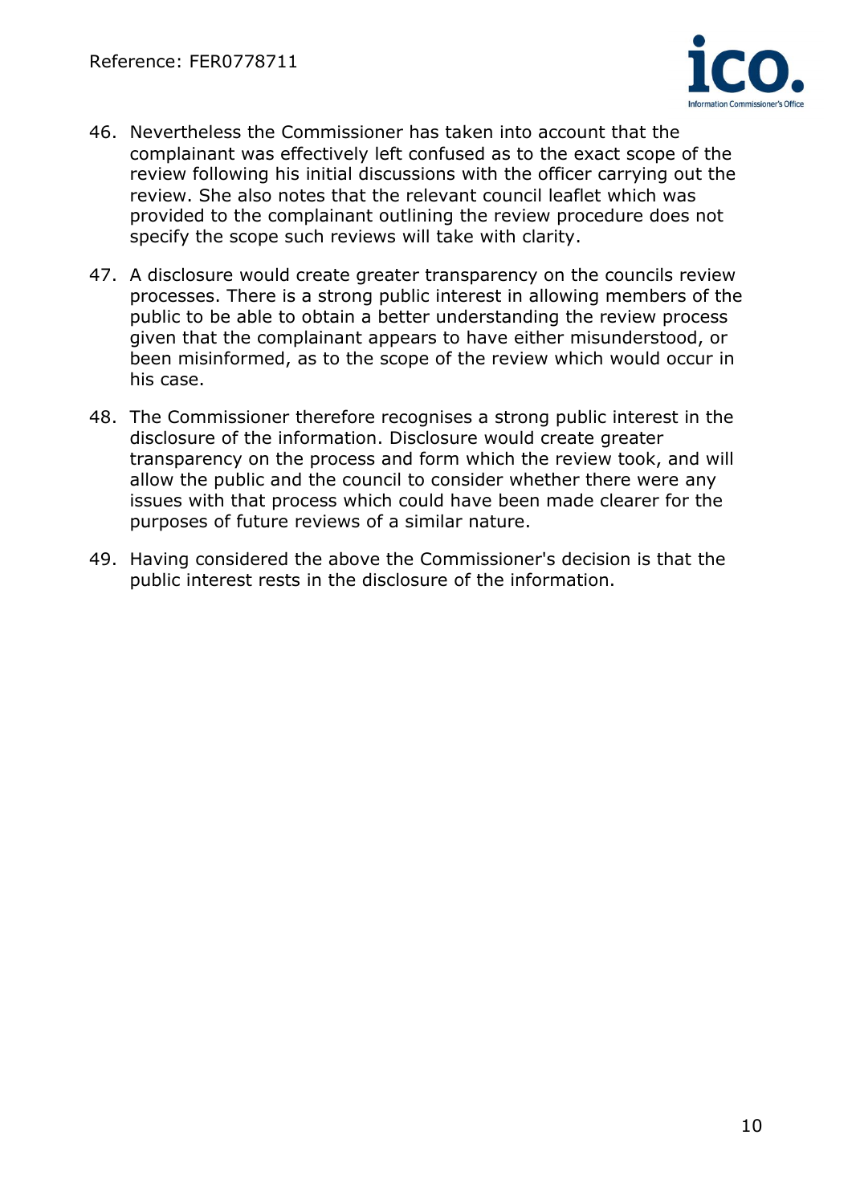46. Nevertheless the Commissioner has taken into account that the complainant was effectively left confused as to the exact scope of the review following his initial discussions with the officer carrying out the review. She also notes that the relevant council leaflet which was provided to the complainant outlining the review procedure does not specify the scope such reviews will take with clarity.

47. A disclosure would create greater transparency on the councils review processes. There is a strong public interest in allowing members of the public to be able to obtain a better understanding the review process given that the complainant appears to have either misunderstood, or been misinformed, as to the scope of the review which would occur in his case.

48. The Commissioner therefore recognises a strong public interest in the disclosure of the information. Disclosure would create greater transparency on the process and form which the review took, and will allow the public and the council to consider whether there were any issues with that process which could have been made clearer for the purposes of future reviews of a similar nature.

49. Having considered the above the Commissioner's decision is that the public interest rests in the disclosure of the information.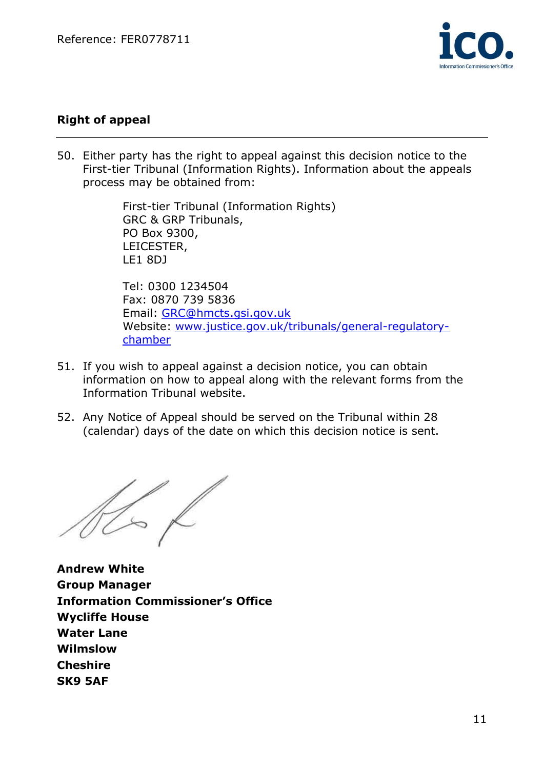## Right of appeal

50. Either party has the right to appeal against this decision notice to the First-tier Tribunal (Information Rights). Information about the appeals process may be obtained from:

    First-tier Tribunal (Information Rights)
    GRC & GRP Tribunals,
    PO Box 9300,
    LEICESTER,
    LE1 8DJ

    Tel: 0300 1234504
    Fax: 0870 739 5836
    Email: GRC@hmcts.gsi.gov.uk
    Website: www.justice.gov.uk/tribunals/general-regulatory-chamber

51. If you wish to appeal against a decision notice, you can obtain information on how to appeal along with the relevant forms from the Information Tribunal website.

52. Any Notice of Appeal should be served on the Tribunal within 28 (calendar) days of the date on which this decision notice is sent.

**Andrew White**
**Group Manager**
**Information Commissioner's Office**
**Wycliffe House**
**Water Lane**
**Wilmslow**
**Cheshire**
**SK9 5AF**